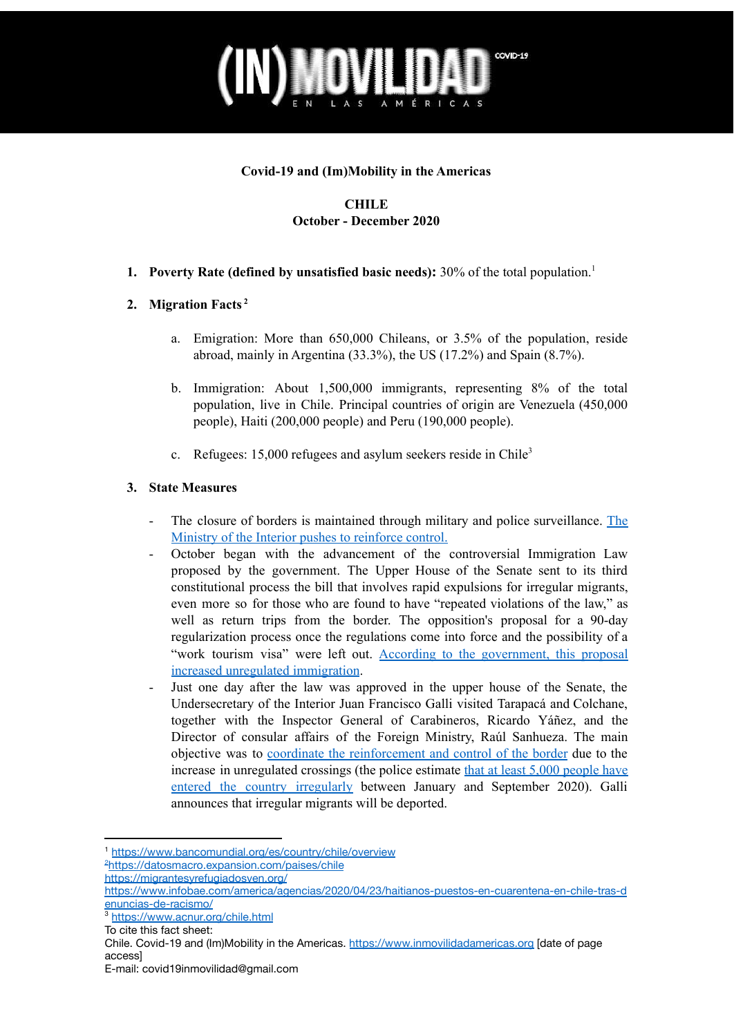# (IN)MOVILIDAD COVID-19 EN LAS AMÉRICAS

**Covid-19 and (Im)Mobility in the Americas**

**CHILE**
**October - December 2020**

1. **Poverty Rate (defined by unsatisfied basic needs):** 30% of the total population.[1]

2. **Migration Facts**[2]

   a. Emigration: More than 650,000 Chileans, or 3.5% of the population, reside abroad, mainly in Argentina (33.3%), the US (17.2%) and Spain (8.7%).

   b. Immigration: About 1,500,000 immigrants, representing 8% of the total population, live in Chile. Principal countries of origin are Venezuela (450,000 people), Haiti (200,000 people) and Peru (190,000 people).

   c. Refugees: 15,000 refugees and asylum seekers reside in Chile[3]

3. **State Measures**

- The closure of borders is maintained through military and police surveillance. The Ministry of the Interior pushes to reinforce control.
- October began with the advancement of the controversial Immigration Law proposed by the government. The Upper House of the Senate sent to its third constitutional process the bill that involves rapid expulsions for irregular migrants, even more so for those who are found to have "repeated violations of the law," as well as return trips from the border. The opposition's proposal for a 90-day regularization process once the regulations come into force and the possibility of a "work tourism visa" were left out. According to the government, this proposal increased unregulated immigration.
- Just one day after the law was approved in the upper house of the Senate, the Undersecretary of the Interior Juan Francisco Galli visited Tarapacá and Colchane, together with the Inspector General of Carabineros, Ricardo Yáñez, and the Director of consular affairs of the Foreign Ministry, Raúl Sanhueza. The main objective was to coordinate the reinforcement and control of the border due to the increase in unregulated crossings (the police estimate that at least 5,000 people have entered the country irregularly between January and September 2020). Galli announces that irregular migrants will be deported.

---

[1] https://www.bancomundial.org/es/country/chile/overview

[2] https://datosmacro.expansion.com/paises/chile
https://migrantesyrefugiadosven.org/
https://www.infobae.com/america/agencias/2020/04/23/haitianos-puestos-en-cuarentena-en-chile-tras-denuncias-de-racismo/

[3] https://www.acnur.org/chile.html

To cite this fact sheet:
Chile. Covid-19 and (Im)Mobility in the Americas. https://www.inmovilidadamericas.org [date of page access]
E-mail: covid19inmovilidad@gmail.com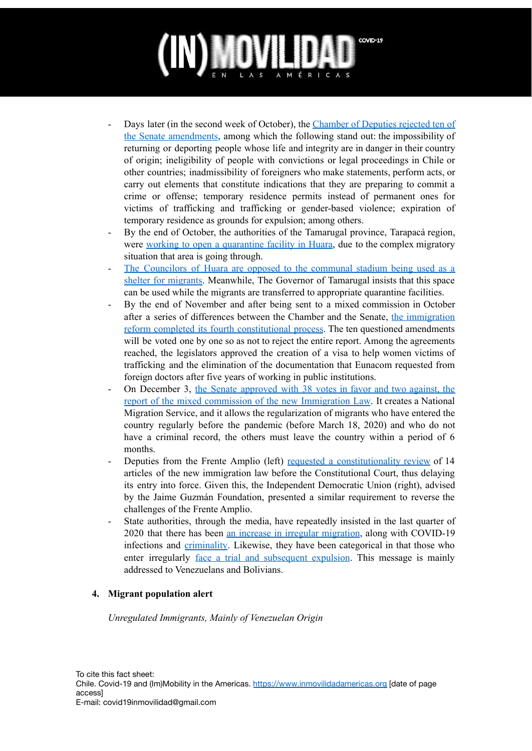- Days later (in the second week of October), the Chamber of Deputies rejected ten of the Senate amendments, among which the following stand out: the impossibility of returning or deporting people whose life and integrity are in danger in their country of origin; ineligibility of people with convictions or legal proceedings in Chile or other countries; inadmissibility of foreigners who make statements, perform acts, or carry out elements that constitute indications that they are preparing to commit a crime or offense; temporary residence permits instead of permanent ones for victims of trafficking and trafficking or gender-based violence; expiration of temporary residence as grounds for expulsion; among others.
- By the end of October, the authorities of the Tamarugal province, Tarapacá region, were working to open a quarantine facility in Huara, due to the complex migratory situation that area is going through.
- The Councilors of Huara are opposed to the communal stadium being used as a shelter for migrants. Meanwhile, The Governor of Tamarugal insists that this space can be used while the migrants are transferred to appropriate quarantine facilities.
- By the end of November and after being sent to a mixed commission in October after a series of differences between the Chamber and the Senate, the immigration reform completed its fourth constitutional process. The ten questioned amendments will be voted one by one so as not to reject the entire report. Among the agreements reached, the legislators approved the creation of a visa to help women victims of trafficking and the elimination of the documentation that Eunacom requested from foreign doctors after five years of working in public institutions.
- On December 3, the Senate approved with 38 votes in favor and two against, the report of the mixed commission of the new Immigration Law. It creates a National Migration Service, and it allows the regularization of migrants who have entered the country regularly before the pandemic (before March 18, 2020) and who do not have a criminal record, the others must leave the country within a period of 6 months.
- Deputies from the Frente Amplio (left) requested a constitutionality review of 14 articles of the new immigration law before the Constitutional Court, thus delaying its entry into force. Given this, the Independent Democratic Union (right), advised by the Jaime Guzmán Foundation, presented a similar requirement to reverse the challenges of the Frente Amplio.
- State authorities, through the media, have repeatedly insisted in the last quarter of 2020 that there has been an increase in irregular migration, along with COVID-19 infections and criminality. Likewise, they have been categorical in that those who enter irregularly face a trial and subsequent expulsion. This message is mainly addressed to Venezuelans and Bolivians.

## 4. Migrant population alert

*Unregulated Immigrants, Mainly of Venezuelan Origin*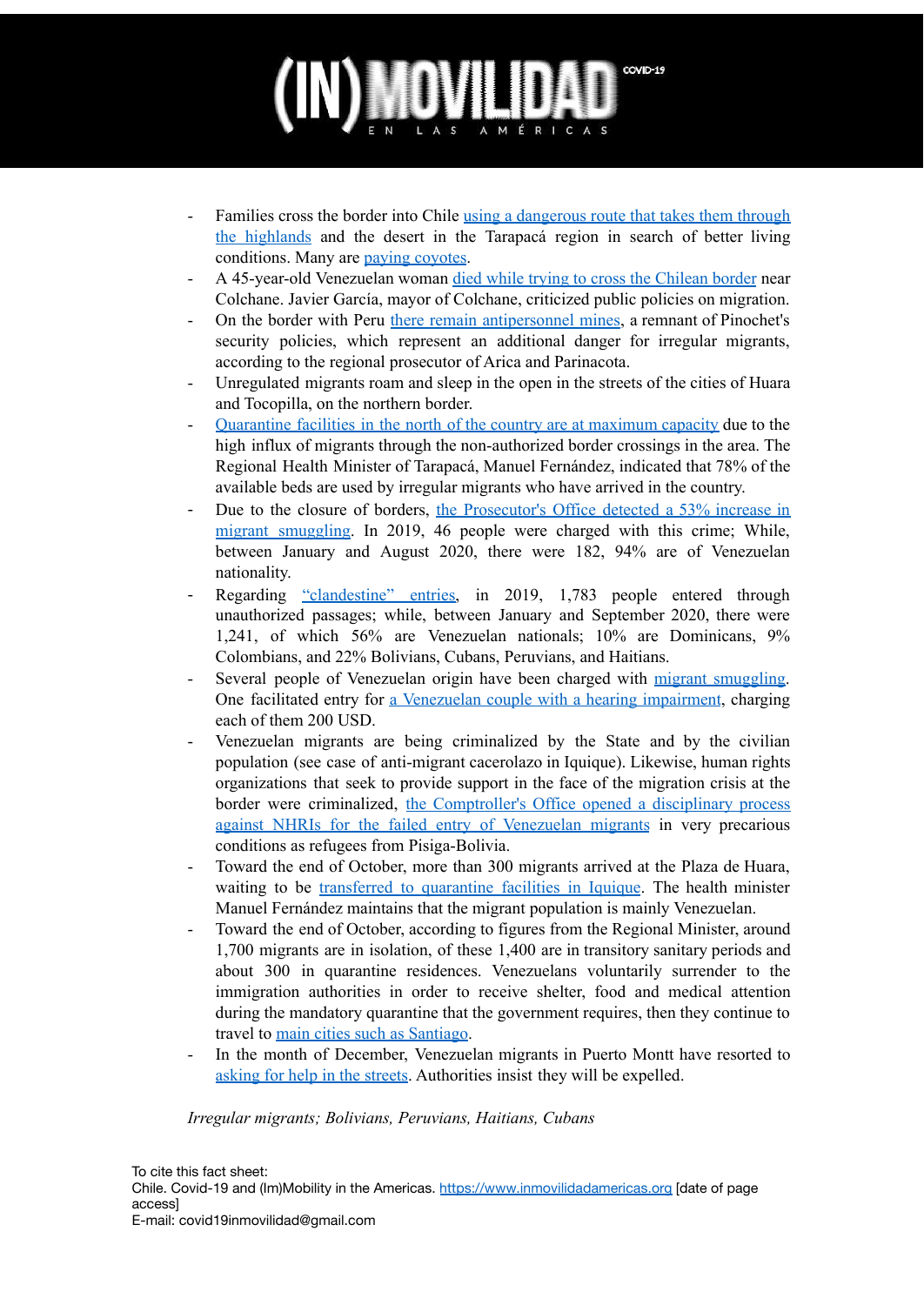- Families cross the border into Chile using a dangerous route that takes them through the highlands and the desert in the Tarapacá region in search of better living conditions. Many are paying coyotes.
- A 45-year-old Venezuelan woman died while trying to cross the Chilean border near Colchane. Javier García, mayor of Colchane, criticized public policies on migration.
- On the border with Peru there remain antipersonnel mines, a remnant of Pinochet's security policies, which represent an additional danger for irregular migrants, according to the regional prosecutor of Arica and Parinacota.
- Unregulated migrants roam and sleep in the open in the streets of the cities of Huara and Tocopilla, on the northern border.
- Quarantine facilities in the north of the country are at maximum capacity due to the high influx of migrants through the non-authorized border crossings in the area. The Regional Health Minister of Tarapacá, Manuel Fernández, indicated that 78% of the available beds are used by irregular migrants who have arrived in the country.
- Due to the closure of borders, the Prosecutor's Office detected a 53% increase in migrant smuggling. In 2019, 46 people were charged with this crime; While, between January and August 2020, there were 182, 94% are of Venezuelan nationality.
- Regarding "clandestine" entries, in 2019, 1,783 people entered through unauthorized passages; while, between January and September 2020, there were 1,241, of which 56% are Venezuelan nationals; 10% are Dominicans, 9% Colombians, and 22% Bolivians, Cubans, Peruvians, and Haitians.
- Several people of Venezuelan origin have been charged with migrant smuggling. One facilitated entry for a Venezuelan couple with a hearing impairment, charging each of them 200 USD.
- Venezuelan migrants are being criminalized by the State and by the civilian population (see case of anti-migrant cacerolazo in Iquique). Likewise, human rights organizations that seek to provide support in the face of the migration crisis at the border were criminalized, the Comptroller's Office opened a disciplinary process against NHRIs for the failed entry of Venezuelan migrants in very precarious conditions as refugees from Pisiga-Bolivia.
- Toward the end of October, more than 300 migrants arrived at the Plaza de Huara, waiting to be transferred to quarantine facilities in Iquique. The health minister Manuel Fernández maintains that the migrant population is mainly Venezuelan.
- Toward the end of October, according to figures from the Regional Minister, around 1,700 migrants are in isolation, of these 1,400 are in transitory sanitary periods and about 300 in quarantine residences. Venezuelans voluntarily surrender to the immigration authorities in order to receive shelter, food and medical attention during the mandatory quarantine that the government requires, then they continue to travel to main cities such as Santiago.
- In the month of December, Venezuelan migrants in Puerto Montt have resorted to asking for help in the streets. Authorities insist they will be expelled.

*Irregular migrants; Bolivians, Peruvians, Haitians, Cubans*

To cite this fact sheet:
Chile. Covid-19 and (Im)Mobility in the Americas. https://www.inmovilidadamericas.org [date of page access]
E-mail: covid19inmovilidad@gmail.com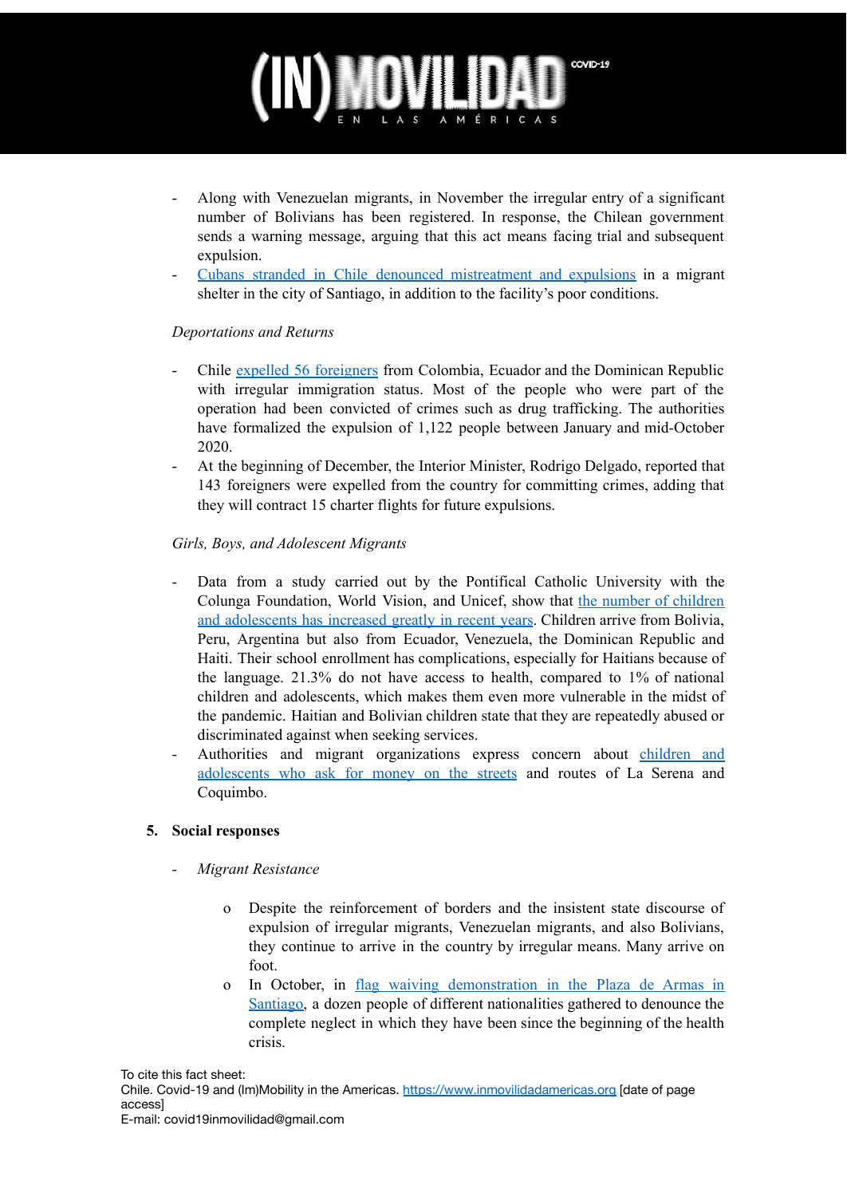- Along with Venezuelan migrants, in November the irregular entry of a significant number of Bolivians has been registered. In response, the Chilean government sends a warning message, arguing that this act means facing trial and subsequent expulsion.
- Cubans stranded in Chile denounced mistreatment and expulsions in a migrant shelter in the city of Santiago, in addition to the facility's poor conditions.

*Deportations and Returns*

- Chile expelled 56 foreigners from Colombia, Ecuador and the Dominican Republic with irregular immigration status. Most of the people who were part of the operation had been convicted of crimes such as drug trafficking. The authorities have formalized the expulsion of 1,122 people between January and mid-October 2020.
- At the beginning of December, the Interior Minister, Rodrigo Delgado, reported that 143 foreigners were expelled from the country for committing crimes, adding that they will contract 15 charter flights for future expulsions.

*Girls, Boys, and Adolescent Migrants*

- Data from a study carried out by the Pontifical Catholic University with the Colunga Foundation, World Vision, and Unicef, show that the number of children and adolescents has increased greatly in recent years. Children arrive from Bolivia, Peru, Argentina but also from Ecuador, Venezuela, the Dominican Republic and Haiti. Their school enrollment has complications, especially for Haitians because of the language. 21.3% do not have access to health, compared to 1% of national children and adolescents, which makes them even more vulnerable in the midst of the pandemic. Haitian and Bolivian children state that they are repeatedly abused or discriminated against when seeking services.
- Authorities and migrant organizations express concern about children and adolescents who ask for money on the streets and routes of La Serena and Coquimbo.

## 5. Social responses

- *Migrant Resistance*
  - o Despite the reinforcement of borders and the insistent state discourse of expulsion of irregular migrants, Venezuelan migrants, and also Bolivians, they continue to arrive in the country by irregular means. Many arrive on foot.
  - o In October, in flag waiving demonstration in the Plaza de Armas in Santiago, a dozen people of different nationalities gathered to denounce the complete neglect in which they have been since the beginning of the health crisis.

To cite this fact sheet:
Chile. Covid-19 and (Im)Mobility in the Americas. https://www.inmovilidadamericas.org [date of page access]
E-mail: covid19inmovilidad@gmail.com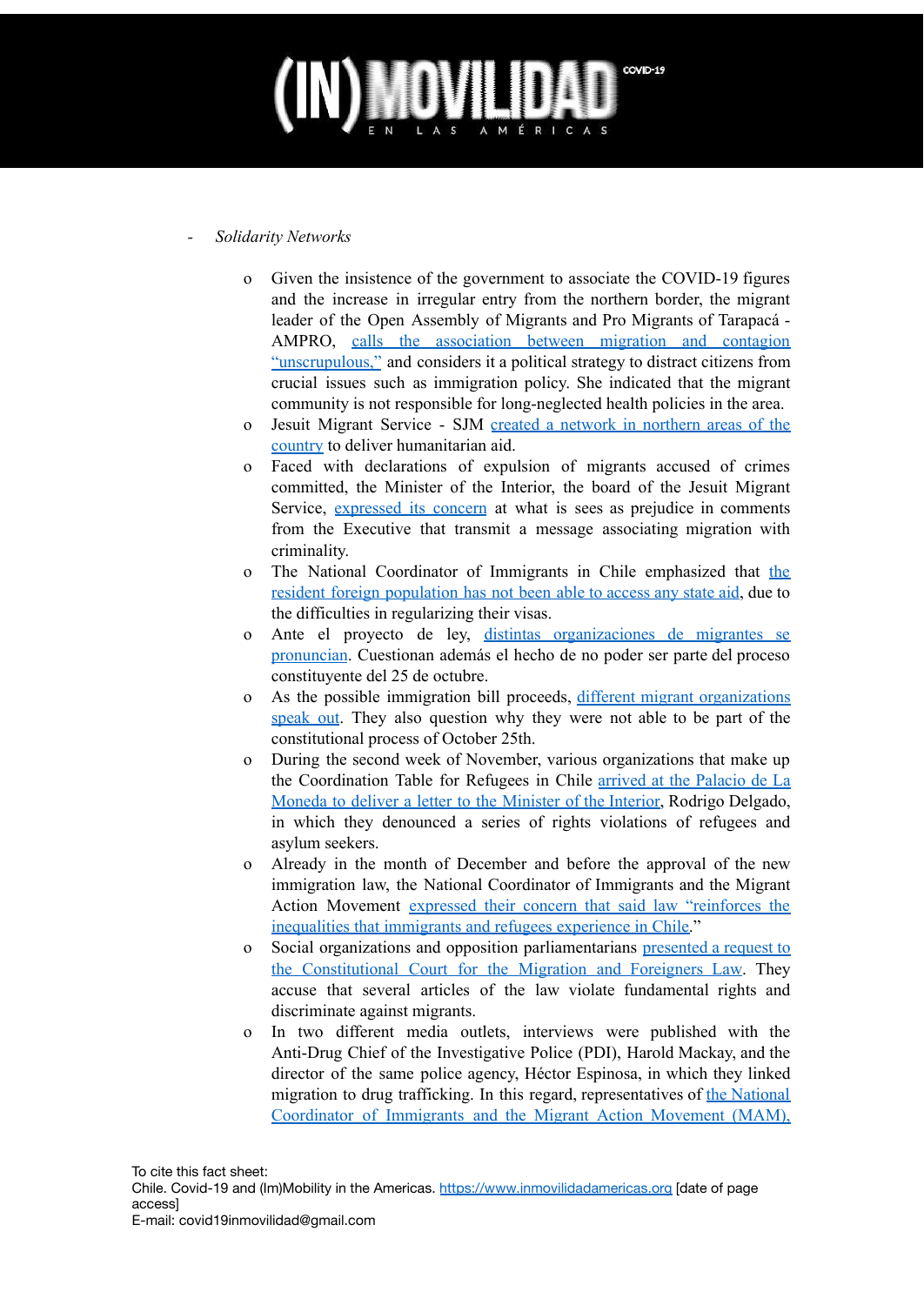- *Solidarity Networks*

    - Given the insistence of the government to associate the COVID-19 figures and the increase in irregular entry from the northern border, the migrant leader of the Open Assembly of Migrants and Pro Migrants of Tarapacá - AMPRO, calls the association between migration and contagion "unscrupulous," and considers it a political strategy to distract citizens from crucial issues such as immigration policy. She indicated that the migrant community is not responsible for long-neglected health policies in the area.
    - Jesuit Migrant Service - SJM created a network in northern areas of the country to deliver humanitarian aid.
    - Faced with declarations of expulsion of migrants accused of crimes committed, the Minister of the Interior, the board of the Jesuit Migrant Service, expressed its concern at what is sees as prejudice in comments from the Executive that transmit a message associating migration with criminality.
    - The National Coordinator of Immigrants in Chile emphasized that the resident foreign population has not been able to access any state aid, due to the difficulties in regularizing their visas.
    - Ante el proyecto de ley, distintas organizaciones de migrantes se pronuncian. Cuestionan además el hecho de no poder ser parte del proceso constituyente del 25 de octubre.
    - As the possible immigration bill proceeds, different migrant organizations speak out. They also question why they were not able to be part of the constitutional process of October 25th.
    - During the second week of November, various organizations that make up the Coordination Table for Refugees in Chile arrived at the Palacio de La Moneda to deliver a letter to the Minister of the Interior, Rodrigo Delgado, in which they denounced a series of rights violations of refugees and asylum seekers.
    - Already in the month of December and before the approval of the new immigration law, the National Coordinator of Immigrants and the Migrant Action Movement expressed their concern that said law "reinforces the inequalities that immigrants and refugees experience in Chile."
    - Social organizations and opposition parliamentarians presented a request to the Constitutional Court for the Migration and Foreigners Law. They accuse that several articles of the law violate fundamental rights and discriminate against migrants.
    - In two different media outlets, interviews were published with the Anti-Drug Chief of the Investigative Police (PDI), Harold Mackay, and the director of the same police agency, Héctor Espinosa, in which they linked migration to drug trafficking. In this regard, representatives of the National Coordinator of Immigrants and the Migrant Action Movement (MAM),

To cite this fact sheet:
Chile. Covid-19 and (Im)Mobility in the Americas. https://www.inmovilidadamericas.org [date of page access]
E-mail: covid19inmovilidad@gmail.com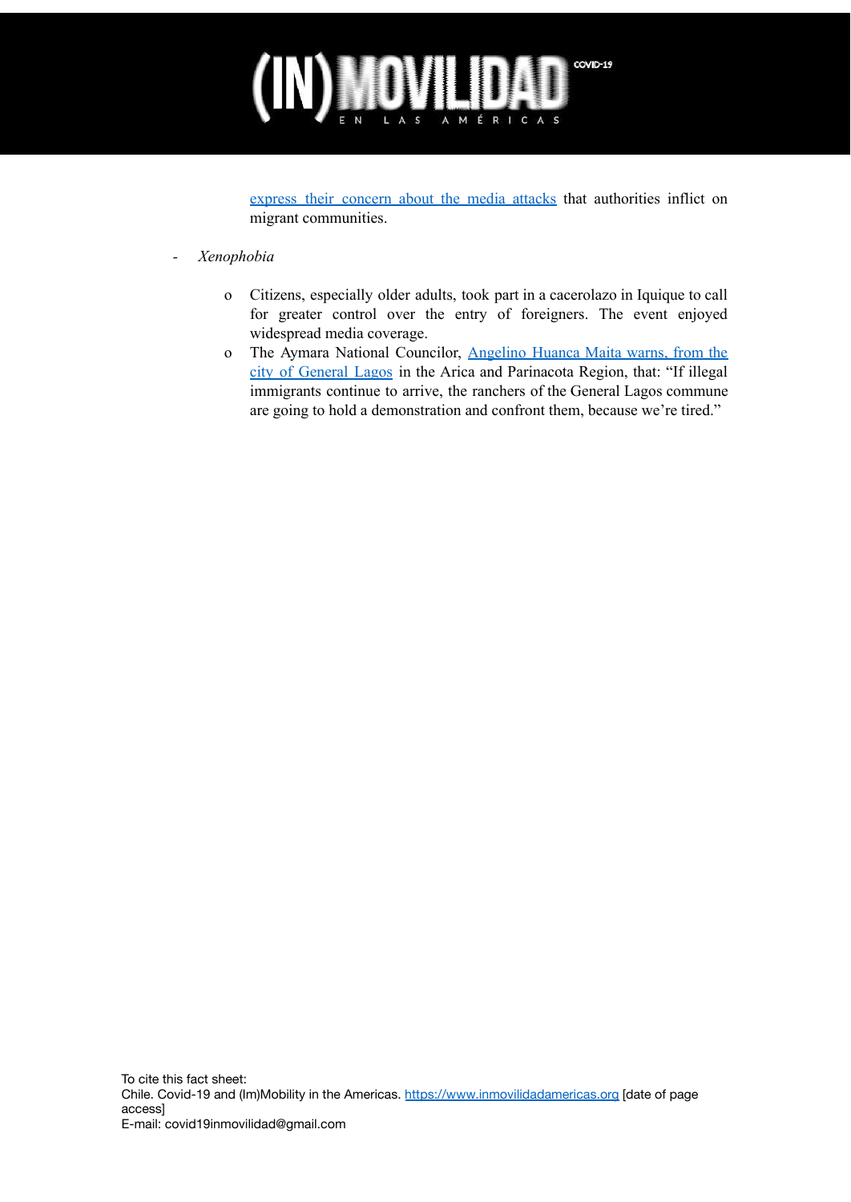express their concern about the media attacks that authorities inflict on migrant communities.

- *Xenophobia*

    - Citizens, especially older adults, took part in a cacerolazo in Iquique to call for greater control over the entry of foreigners. The event enjoyed widespread media coverage.
    - The Aymara National Councilor, Angelino Huanca Maita warns, from the city of General Lagos in the Arica and Parinacota Region, that: "If illegal immigrants continue to arrive, the ranchers of the General Lagos commune are going to hold a demonstration and confront them, because we're tired."

To cite this fact sheet:
Chile. Covid-19 and (Im)Mobility in the Americas. https://www.inmovilidadamericas.org [date of page access]
E-mail: covid19inmovilidad@gmail.com